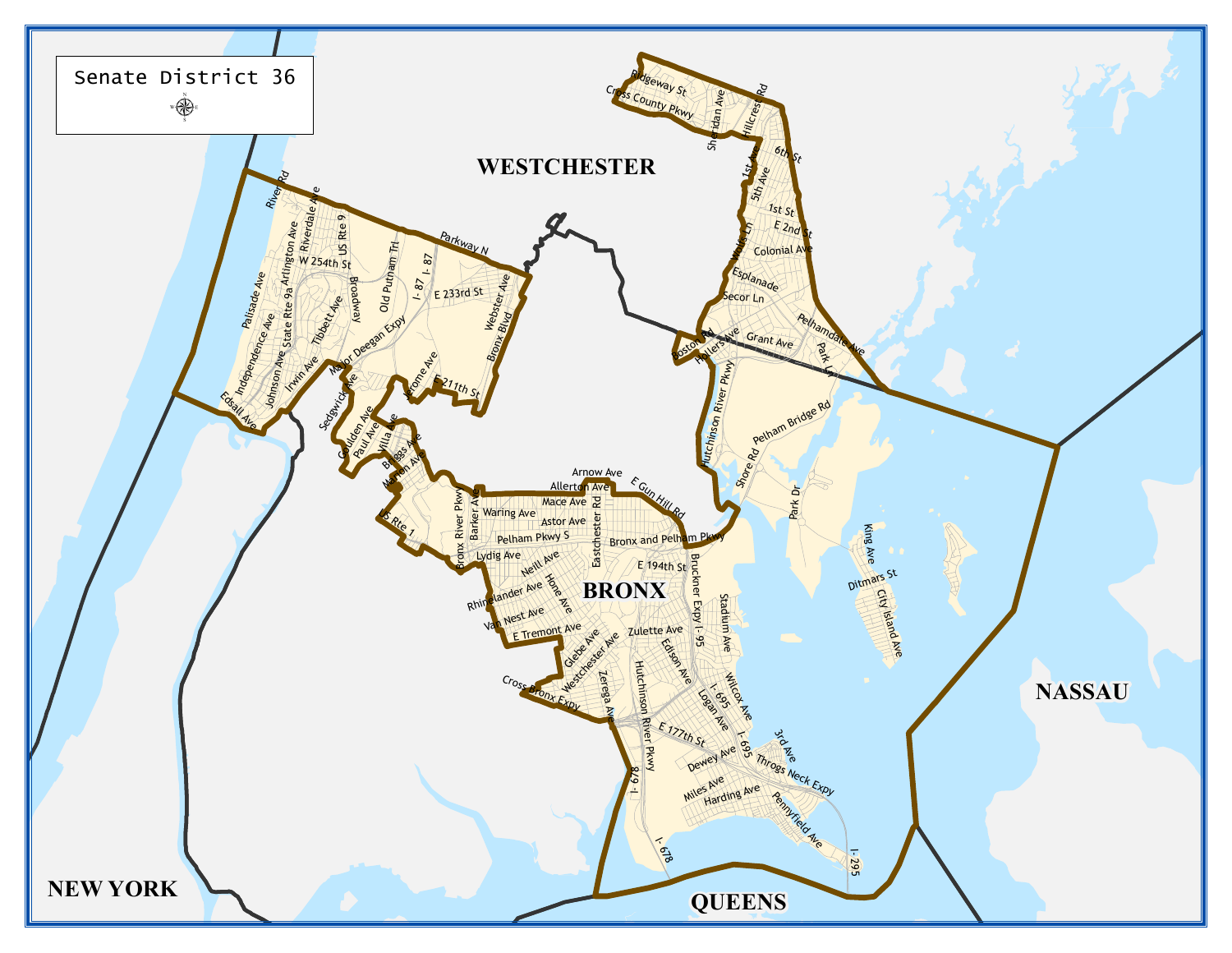Senate District 36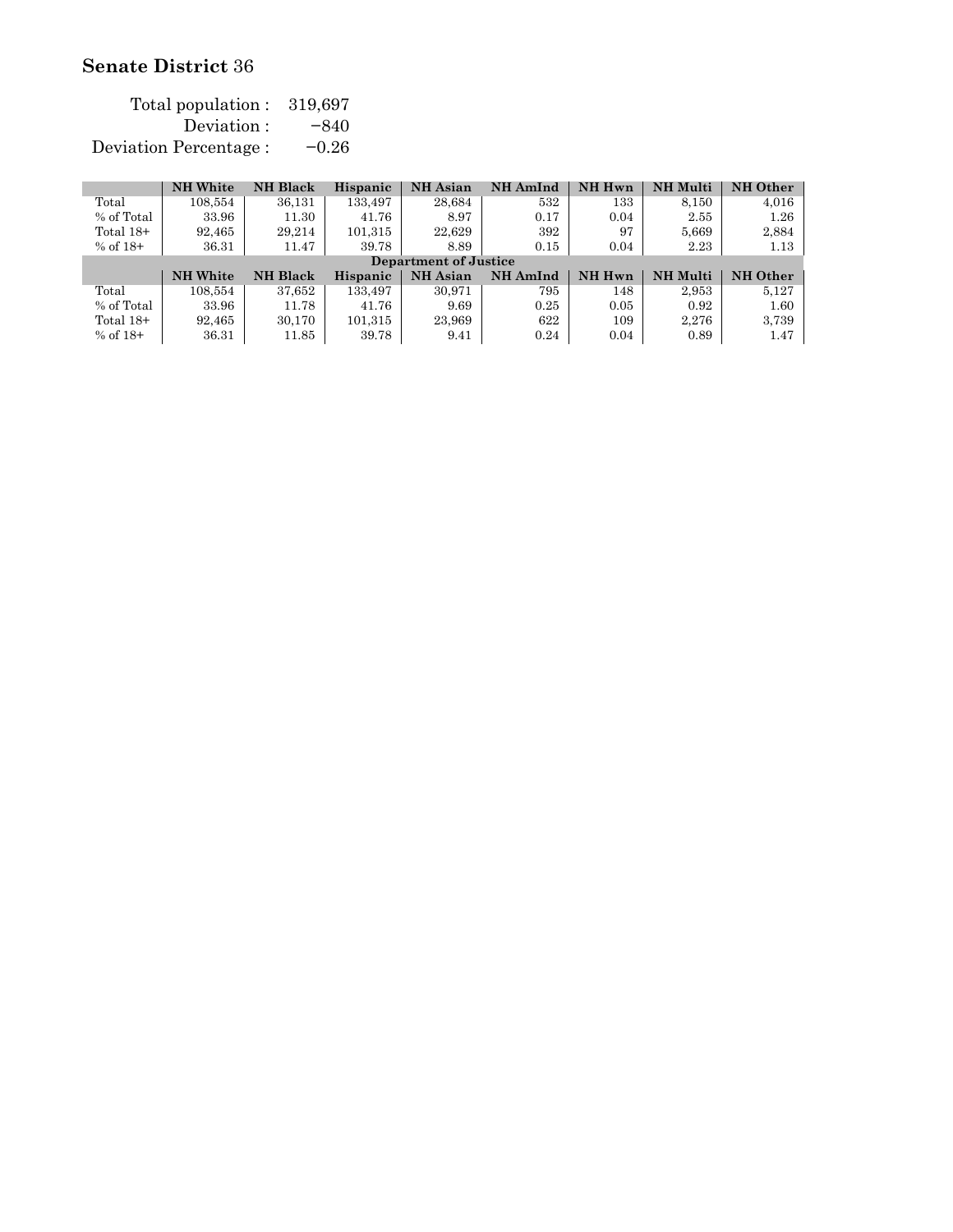**Senate District** 36

| | |
|---|---|
| Total population : | 319,697 |
| Deviation : | −840 |
| Deviation Percentage : | −0.26 |

| | NH White | NH Black | Hispanic | NH Asian | NH AmInd | NH Hwn | NH Multi | NH Other |
|---|---|---|---|---|---|---|---|---|
| Total | 108,554 | 36,131 | 133,497 | 28,684 | 532 | 133 | 8,150 | 4,016 |
| % of Total | 33.96 | 11.30 | 41.76 | 8.97 | 0.17 | 0.04 | 2.55 | 1.26 |
| Total 18+ | 92,465 | 29,214 | 101,315 | 22,629 | 392 | 97 | 5,669 | 2,884 |
| % of 18+ | 36.31 | 11.47 | 39.78 | 8.89 | 0.15 | 0.04 | 2.23 | 1.13 |
| **Department of Justice** | | | | | | | | |
| | **NH White** | **NH Black** | **Hispanic** | **NH Asian** | **NH AmInd** | **NH Hwn** | **NH Multi** | **NH Other** |
| Total | 108,554 | 37,652 | 133,497 | 30,971 | 795 | 148 | 2,953 | 5,127 |
| % of Total | 33.96 | 11.78 | 41.76 | 9.69 | 0.25 | 0.05 | 0.92 | 1.60 |
| Total 18+ | 92,465 | 30,170 | 101,315 | 23,969 | 622 | 109 | 2,276 | 3,739 |
| % of 18+ | 36.31 | 11.85 | 39.78 | 9.41 | 0.24 | 0.04 | 0.89 | 1.47 |